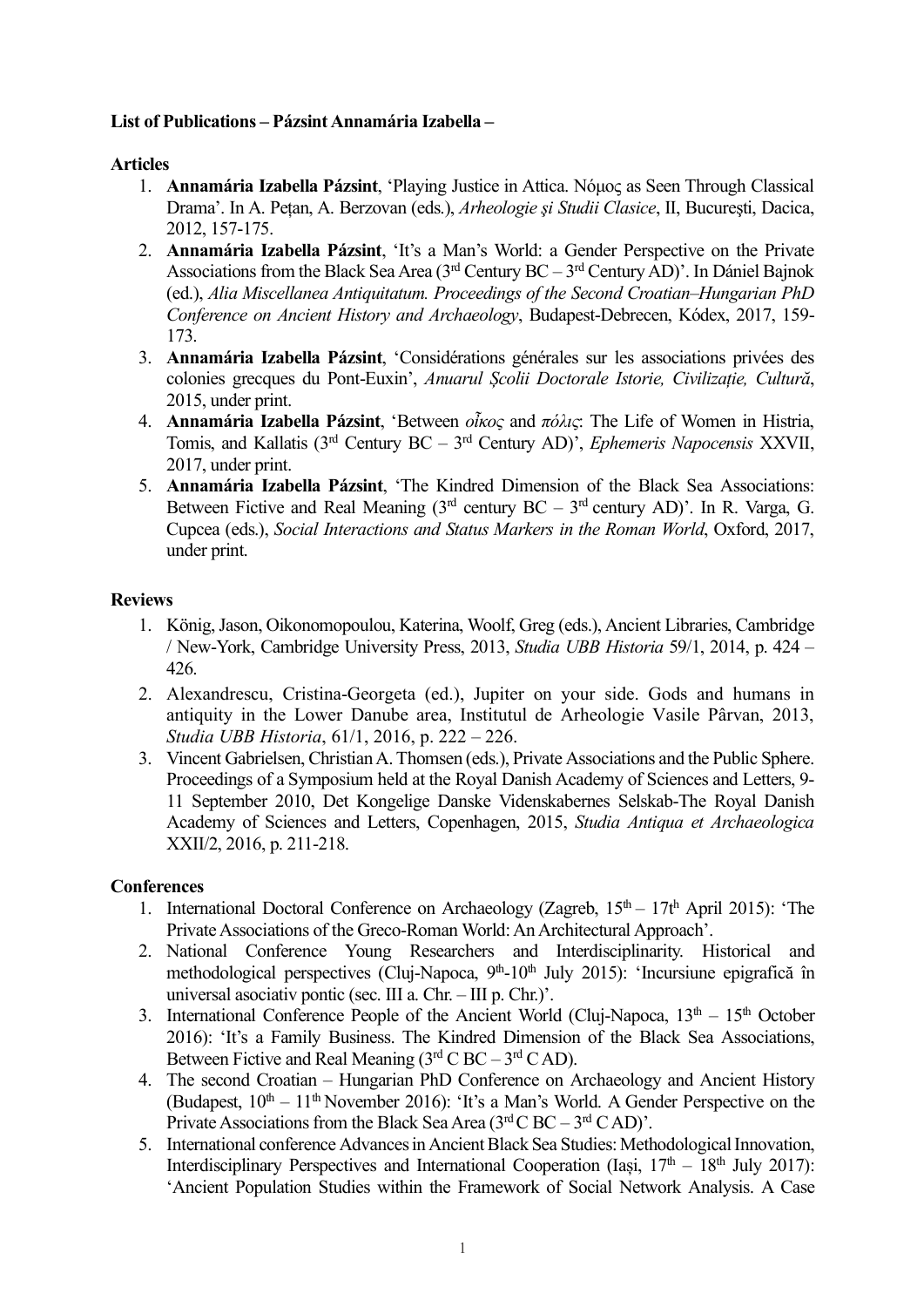**List of Publications – Pázsint Annamária Izabella –**

**Articles**

1. **Annamária Izabella Pázsint**, 'Playing Justice in Attica. Νόμος as Seen Through Classical Drama'. In A. Pețan, A. Berzovan (eds.), *Arheologie şi Studii Clasice*, II, Bucureşti, Dacica, 2012, 157-175.
2. **Annamária Izabella Pázsint**, 'It's a Man's World: a Gender Perspective on the Private Associations from the Black Sea Area (3rd Century BC – 3rd Century AD)'. In Dániel Bajnok (ed.), *Alia Miscellanea Antiquitatum. Proceedings of the Second Croatian–Hungarian PhD Conference on Ancient History and Archaeology*, Budapest-Debrecen, Kódex, 2017, 159-173.
3. **Annamária Izabella Pázsint**, 'Considérations générales sur les associations privées des colonies grecques du Pont-Euxin', *Anuarul Școlii Doctorale Istorie, Civilizație, Cultură*, 2015, under print.
4. **Annamária Izabella Pázsint**, 'Between *οἶκος* and *πόλις*: The Life of Women in Histria, Tomis, and Kallatis (3rd Century BC – 3rd Century AD)', *Ephemeris Napocensis* XXVII, 2017, under print.
5. **Annamária Izabella Pázsint**, 'The Kindred Dimension of the Black Sea Associations: Between Fictive and Real Meaning (3rd century BC – 3rd century AD)'. In R. Varga, G. Cupcea (eds.), *Social Interactions and Status Markers in the Roman World*, Oxford, 2017, under print.

**Reviews**

1. König, Jason, Oikonomopoulou, Katerina, Woolf, Greg (eds.), Ancient Libraries, Cambridge / New-York, Cambridge University Press, 2013, *Studia UBB Historia* 59/1, 2014, p. 424 – 426.
2. Alexandrescu, Cristina-Georgeta (ed.), Jupiter on your side. Gods and humans in antiquity in the Lower Danube area, Institutul de Arheologie Vasile Pârvan, 2013, *Studia UBB Historia*, 61/1, 2016, p. 222 – 226.
3. Vincent Gabrielsen, Christian A. Thomsen (eds.), Private Associations and the Public Sphere. Proceedings of a Symposium held at the Royal Danish Academy of Sciences and Letters, 9-11 September 2010, Det Kongelige Danske Videnskabernes Selskab-The Royal Danish Academy of Sciences and Letters, Copenhagen, 2015, *Studia Antiqua et Archaeologica* XXII/2, 2016, p. 211-218.

**Conferences**

1. International Doctoral Conference on Archaeology (Zagreb, 15th – 17th April 2015): 'The Private Associations of the Greco-Roman World: An Architectural Approach'.
2. National Conference Young Researchers and Interdisciplinarity. Historical and methodological perspectives (Cluj-Napoca, 9th-10th July 2015): 'Incursiune epigrafică în universal asociativ pontic (sec. III a. Chr. – III p. Chr.)'.
3. International Conference People of the Ancient World (Cluj-Napoca, 13th – 15th October 2016): 'It's a Family Business. The Kindred Dimension of the Black Sea Associations, Between Fictive and Real Meaning (3rd C BC – 3rd C AD).
4. The second Croatian – Hungarian PhD Conference on Archaeology and Ancient History (Budapest, 10th – 11th November 2016): 'It's a Man's World. A Gender Perspective on the Private Associations from the Black Sea Area (3rd C BC – 3rd C AD)'.
5. International conference Advances in Ancient Black Sea Studies: Methodological Innovation, Interdisciplinary Perspectives and International Cooperation (Iași, 17th – 18th July 2017): 'Ancient Population Studies within the Framework of Social Network Analysis. A Case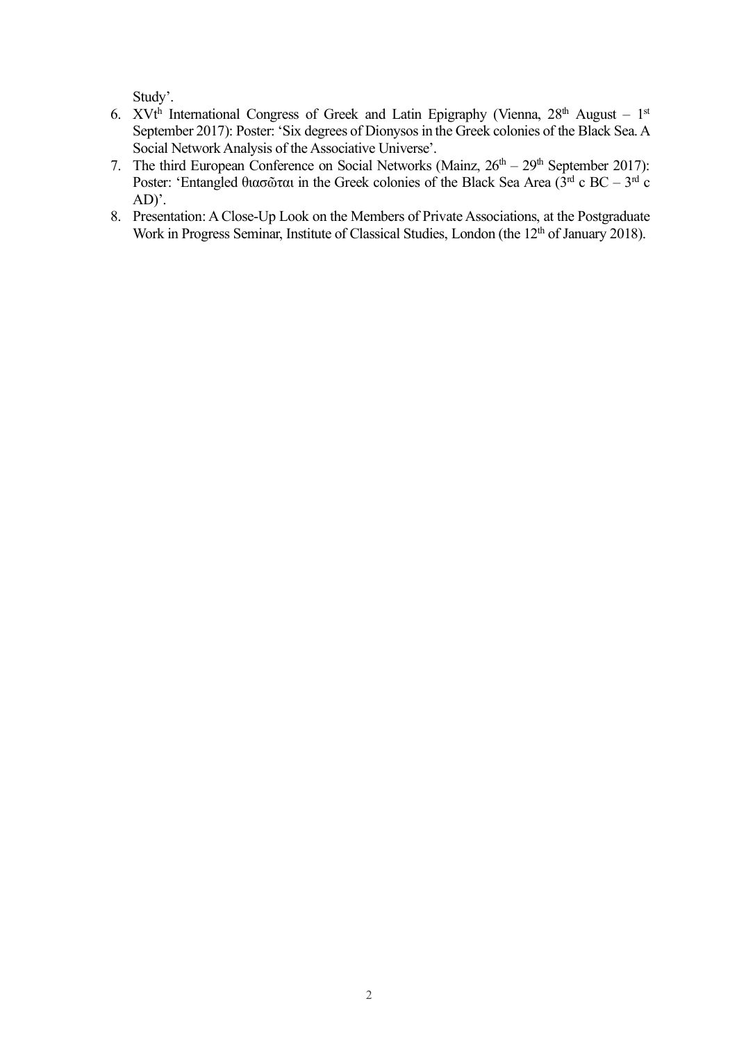Study'.

6. XVt[h] International Congress of Greek and Latin Epigraphy (Vienna, 28[th] August – 1[st] September 2017): Poster: 'Six degrees of Dionysos in the Greek colonies of the Black Sea. A Social Network Analysis of the Associative Universe'.
7. The third European Conference on Social Networks (Mainz, 26[th] – 29[th] September 2017): Poster: 'Entangled θιασῶται in the Greek colonies of the Black Sea Area (3[rd] c BC – 3[rd] c AD)'.
8. Presentation: A Close-Up Look on the Members of Private Associations, at the Postgraduate Work in Progress Seminar, Institute of Classical Studies, London (the 12[th] of January 2018).